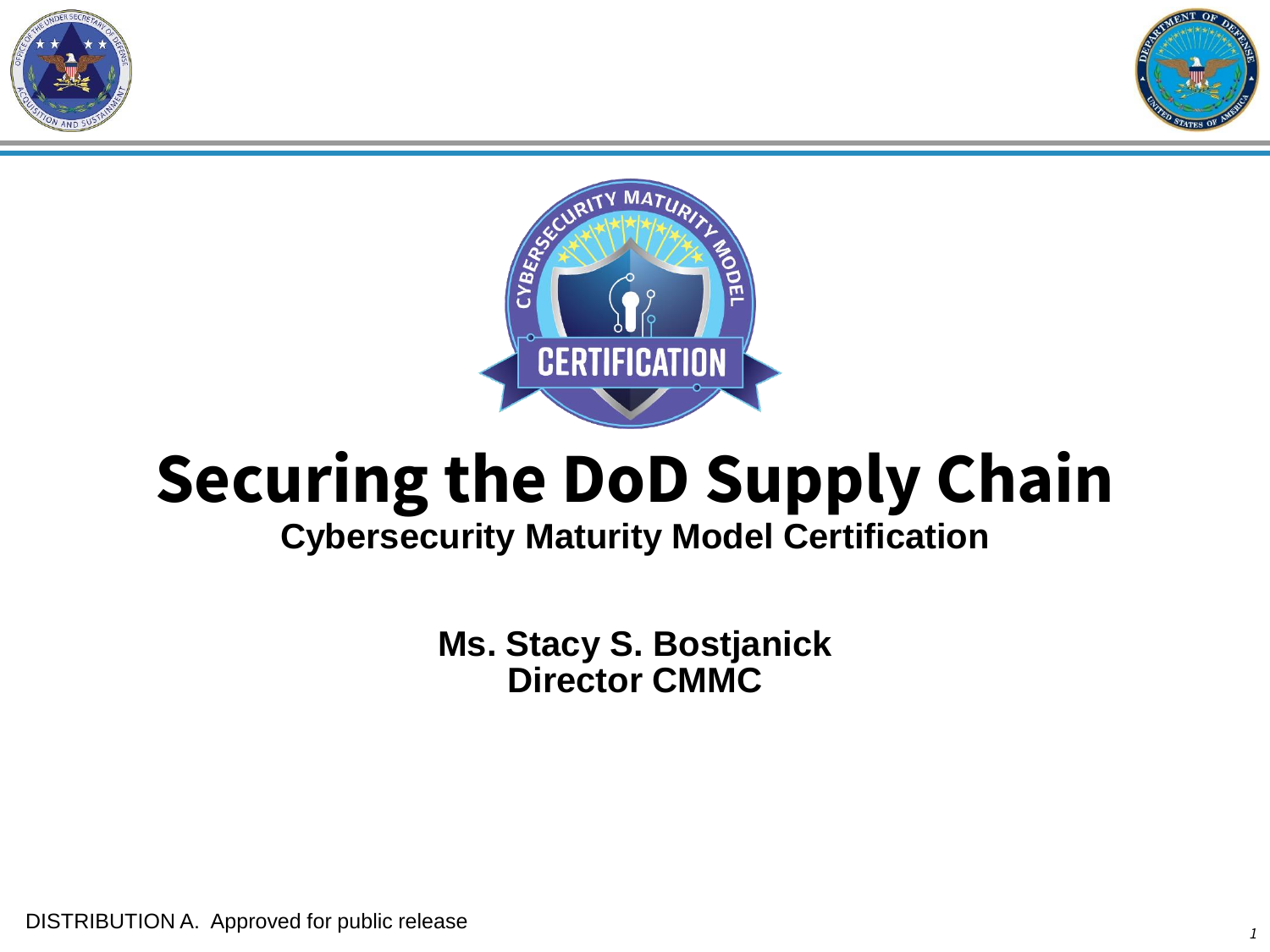# Securing the DoD Supply Chain

**Cybersecurity Maturity Model Certification**

**Ms. Stacy S. Bostjanick**
**Director CMMC**

DISTRIBUTION A. Approved for public release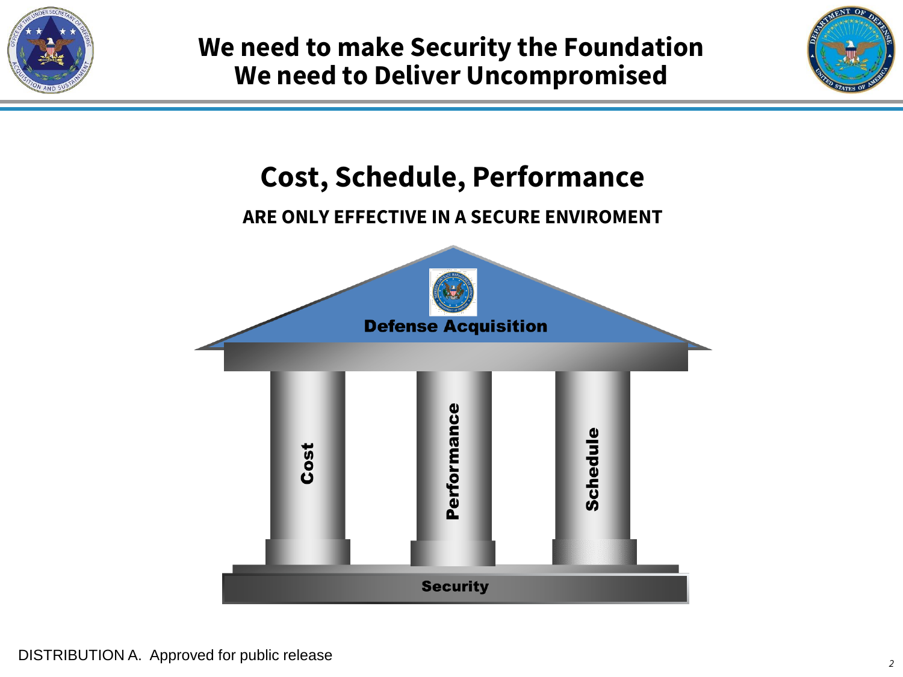# We need to make Security the Foundation
# We need to Deliver Uncompromised

## Cost, Schedule, Performance

**ARE ONLY EFFECTIVE IN A SECURE ENVIROMENT**

**Defense Acquisition**

**Cost**

**Performance**

**Schedule**

**Security**

DISTRIBUTION A. Approved for public release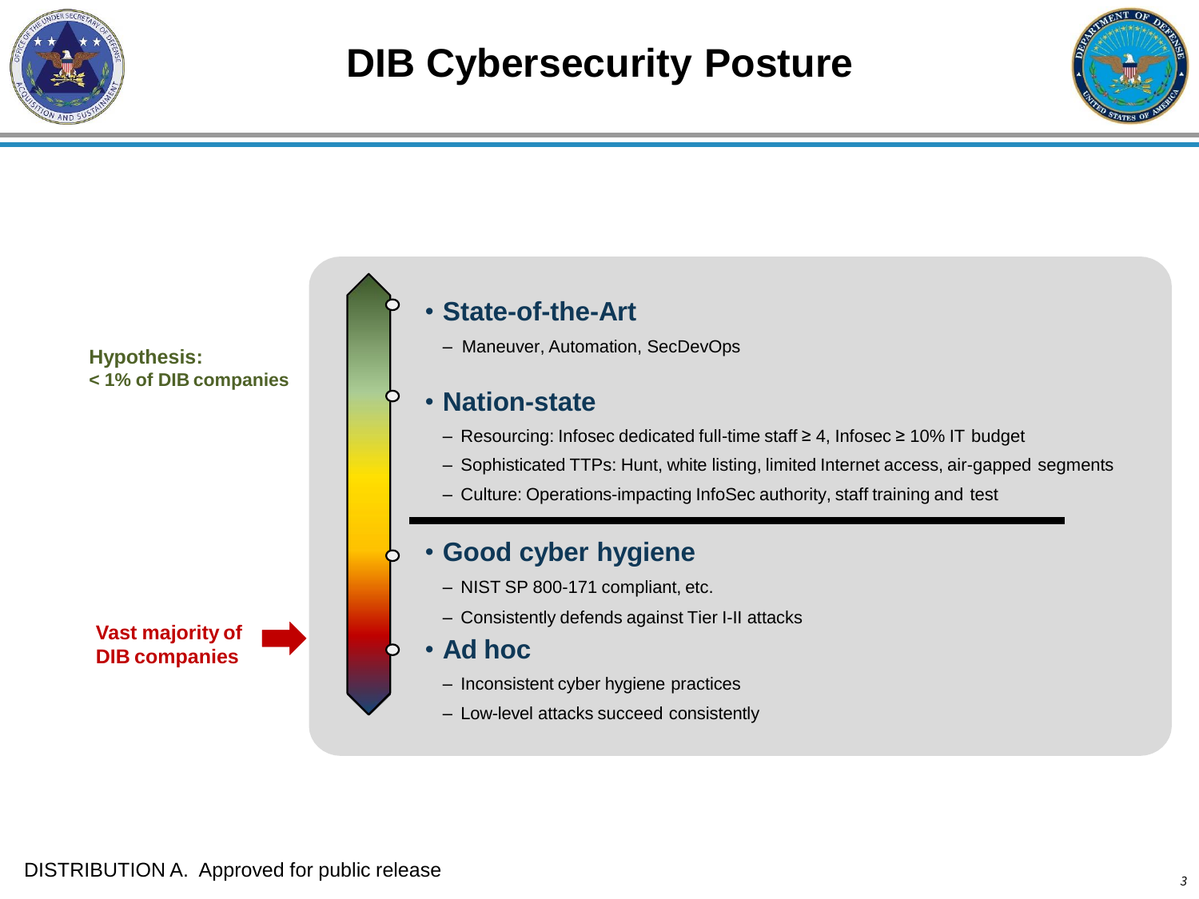# DIB Cybersecurity Posture

**Hypothesis:**
**< 1% of DIB companies**

- **State-of-the-Art**
  - Maneuver, Automation, SecDevOps
- **Nation-state**
  - Resourcing: Infosec dedicated full-time staff ≥ 4, Infosec ≥ 10% IT budget
  - Sophisticated TTPs: Hunt, white listing, limited Internet access, air-gapped segments
  - Culture: Operations-impacting InfoSec authority, staff training and test

---

**Vast majority of DIB companies**

- **Good cyber hygiene**
  - NIST SP 800-171 compliant, etc.
  - Consistently defends against Tier I-II attacks
- **Ad hoc**
  - Inconsistent cyber hygiene practices
  - Low-level attacks succeed consistently

DISTRIBUTION A. Approved for public release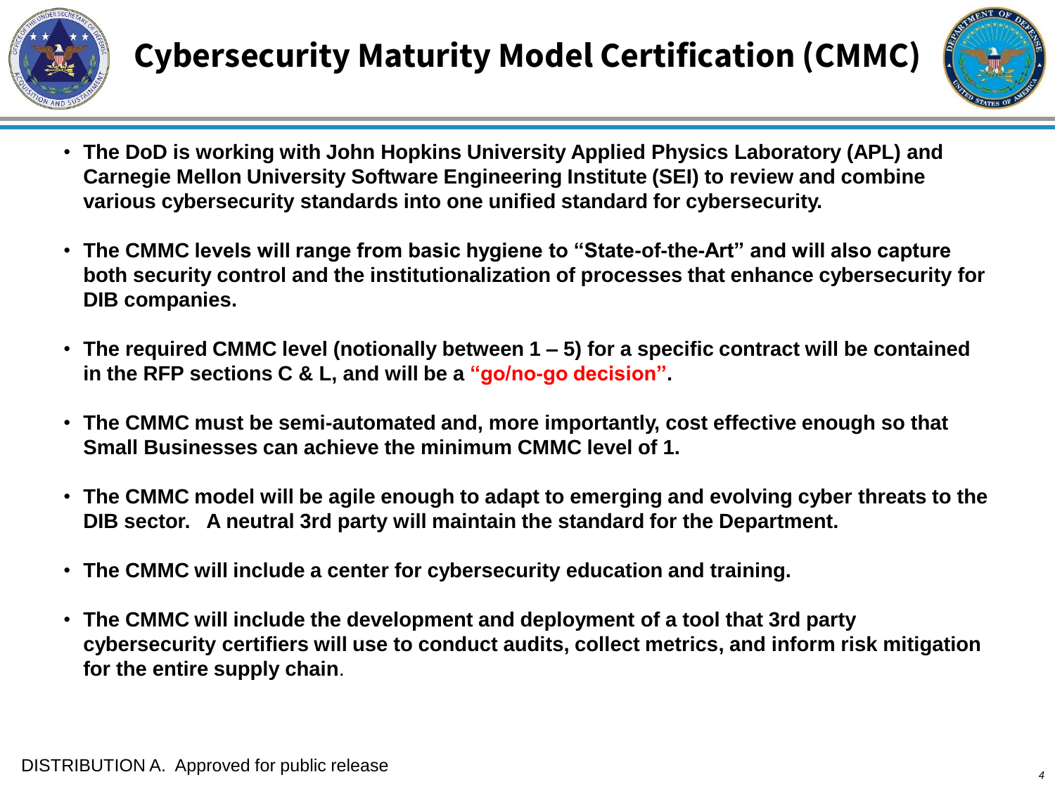# Cybersecurity Maturity Model Certification (CMMC)

- **The DoD is working with John Hopkins University Applied Physics Laboratory (APL) and Carnegie Mellon University Software Engineering Institute (SEI) to review and combine various cybersecurity standards into one unified standard for cybersecurity.**
- **The CMMC levels will range from basic hygiene to "State-of-the-Art" and will also capture both security control and the institutionalization of processes that enhance cybersecurity for DIB companies.**
- **The required CMMC level (notionally between 1 – 5) for a specific contract will be contained in the RFP sections C & L, and will be a "go/no-go decision".**
- **The CMMC must be semi-automated and, more importantly, cost effective enough so that Small Businesses can achieve the minimum CMMC level of 1.**
- **The CMMC model will be agile enough to adapt to emerging and evolving cyber threats to the DIB sector. A neutral 3rd party will maintain the standard for the Department.**
- **The CMMC will include a center for cybersecurity education and training.**
- **The CMMC will include the development and deployment of a tool that 3rd party cybersecurity certifiers will use to conduct audits, collect metrics, and inform risk mitigation for the entire supply chain**.

DISTRIBUTION A. Approved for public release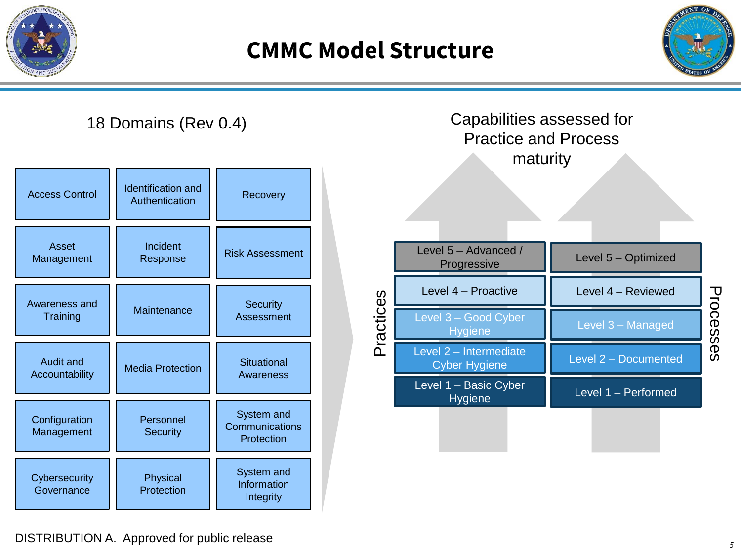# CMMC Model Structure

## 18 Domains (Rev 0.4)

| | | |
|---|---|---|
| Access Control | Identification and Authentication | Recovery |
| Asset Management | Incident Response | Risk Assessment |
| Awareness and Training | Maintenance | Security Assessment |
| Audit and Accountability | Media Protection | Situational Awareness |
| Configuration Management | Personnel Security | System and Communications Protection |
| Cybersecurity Governance | Physical Protection | System and Information Integrity |

## Capabilities assessed for Practice and Process maturity

| Practices | Processes |
|---|---|
| Level 5 – Advanced / Progressive | Level 5 – Optimized |
| Level 4 – Proactive | Level 4 – Reviewed |
| Level 3 – Good Cyber Hygiene | Level 3 – Managed |
| Level 2 – Intermediate Cyber Hygiene | Level 2 – Documented |
| Level 1 – Basic Cyber Hygiene | Level 1 – Performed |

DISTRIBUTION A. Approved for public release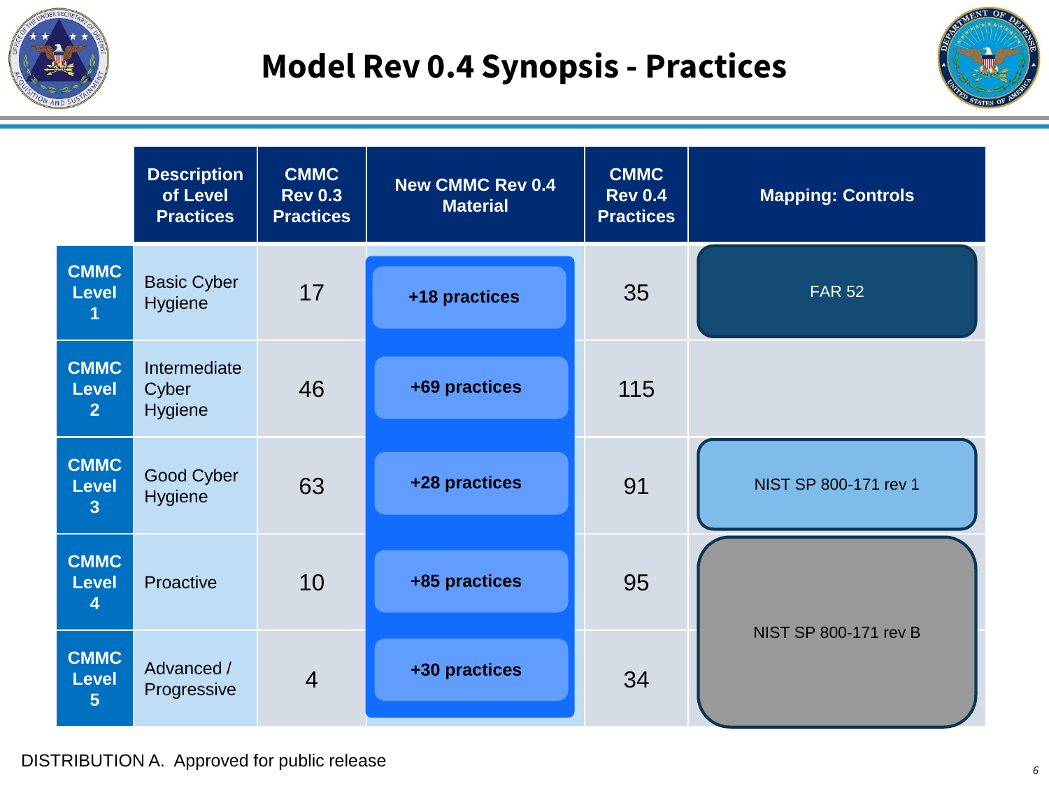# Model Rev 0.4 Synopsis - Practices

| | Description of Level Practices | CMMC Rev 0.3 Practices | New CMMC Rev 0.4 Material | CMMC Rev 0.4 Practices | Mapping: Controls |
|---|---|---|---|---|---|
| CMMC Level 1 | Basic Cyber Hygiene | 17 | +18 practices | 35 | FAR 52 |
| CMMC Level 2 | Intermediate Cyber Hygiene | 46 | +69 practices | 115 | |
| CMMC Level 3 | Good Cyber Hygiene | 63 | +28 practices | 91 | NIST SP 800-171 rev 1 |
| CMMC Level 4 | Proactive | 10 | +85 practices | 95 | NIST SP 800-171 rev B |
| CMMC Level 5 | Advanced / Progressive | 4 | +30 practices | 34 | |

DISTRIBUTION A. Approved for public release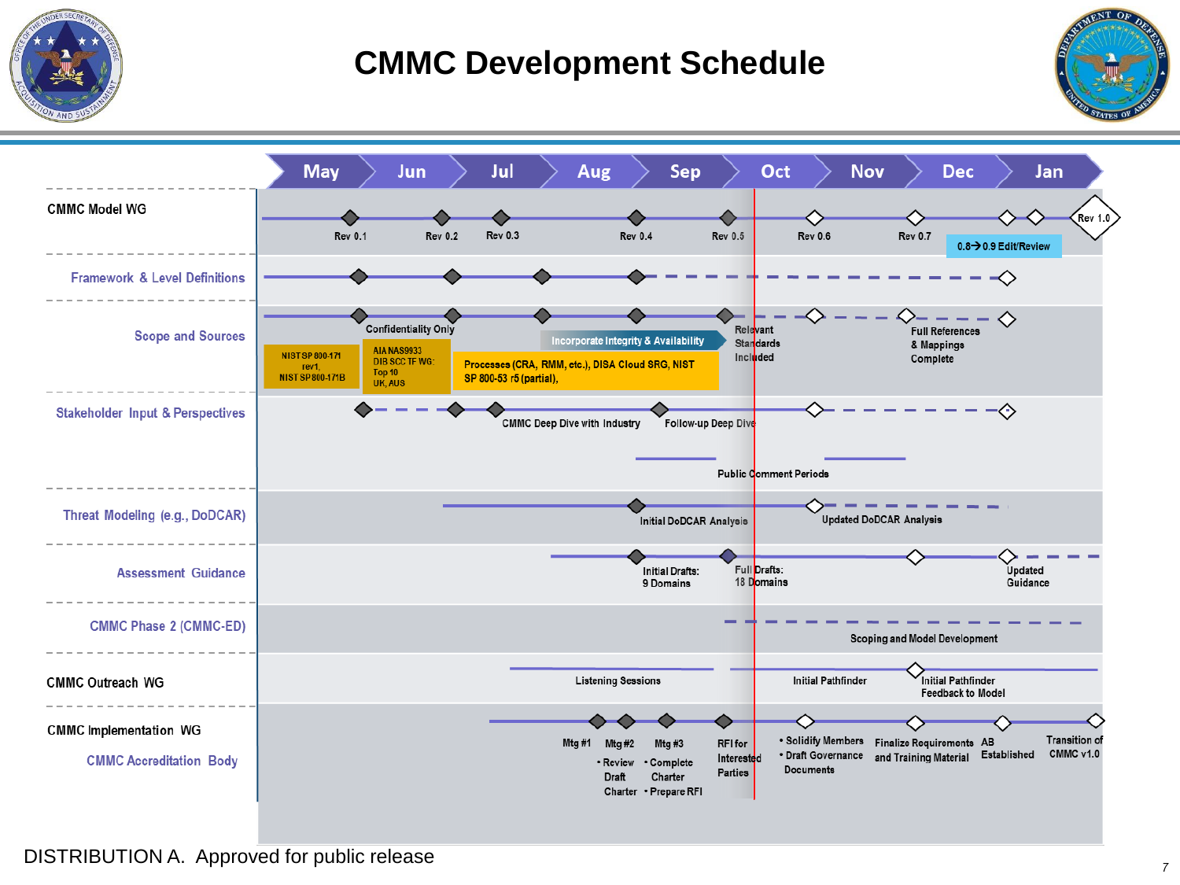# CMMC Development Schedule

| | May | Jun | Jul | Aug | Sep | Oct | Nov | Dec | Jan |
|---|---|---|---|---|---|---|---|---|---|
| **CMMC Model WG** | Rev 0.1 | Rev 0.2 | Rev 0.3 | Rev 0.4 | Rev 0.5 | Rev 0.6 | Rev 0.7 | 0.8→0.9 Edit/Review | Rev 1.0 |
| Framework & Level Definitions | | | | | | | | | |
| Scope and Sources | NIST SP 800-171 rev1, NIST SP 800-171B | AIA NAS9933, DIB SCC TF WG: Top 10, UK, AUS; Confidentiality Only | Processes (CRA, RMM, etc.), DISA Cloud SRG, NIST SP 800-53 r5 (partial), | Incorporate Integrity & Availability | | Relevant Standards Included | | Full References & Mappings Complete | |
| Stakeholder Input & Perspectives | | | CMMC Deep Dive with Industry | Follow-up Deep Dive; Public Comment Periods | | Public Comment Periods | | | |
| Threat Modeling (e.g., DoDCAR) | | | | Initial DoDCAR Analysis | | Updated DoDCAR Analysis | | | |
| Assessment Guidance | | | | Initial Drafts: 9 Domains | Full Drafts: 18 Domains | | | Updated Guidance | |
| CMMC Phase 2 (CMMC-ED) | | | | | | Scoping and Model Development | | | |
| **CMMC Outreach WG** | | | Listening Sessions | | | Initial Pathfinder | | Initial Pathfinder Feedback to Model | |
| **CMMC Implementation WG** / CMMC Accreditation Body | | | | Mtg #1; Mtg #2 • Review Draft Charter; Mtg #3 • Complete Charter • Prepare RFI | RFI for Interested Parties | • Solidify Members • Draft Governance Documents | Finalize Requirements and Training Material | AB Established | Transition of CMMC v1.0 |

DISTRIBUTION A. Approved for public release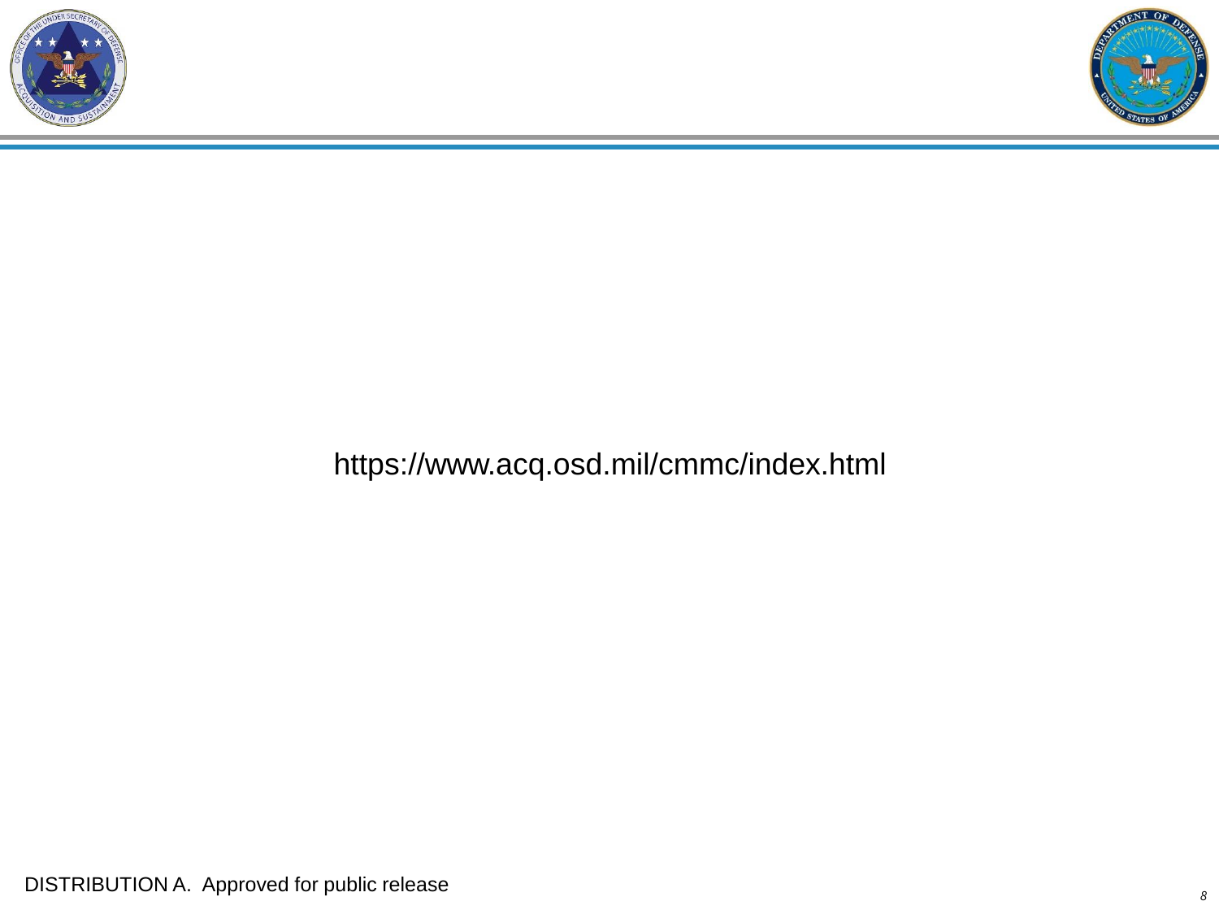https://www.acq.osd.mil/cmmc/index.html

DISTRIBUTION A. Approved for public release